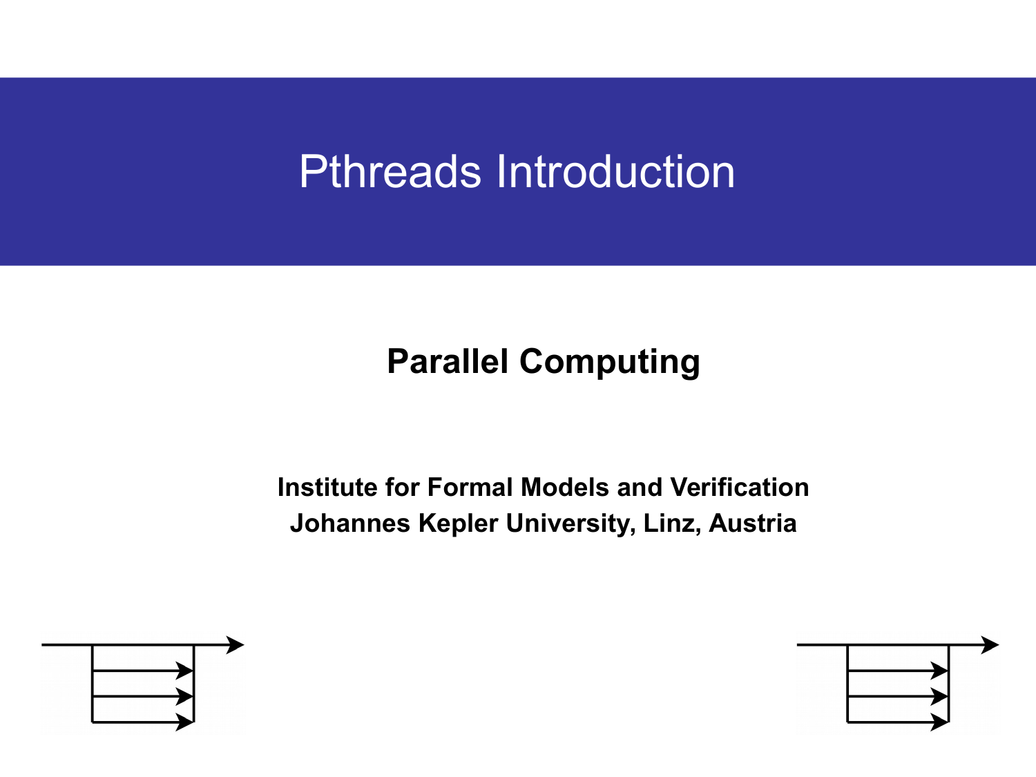# Pthreads Introduction

**Parallel Computing**

**Institute for Formal Models and Verification**
**Johannes Kepler University, Linz, Austria**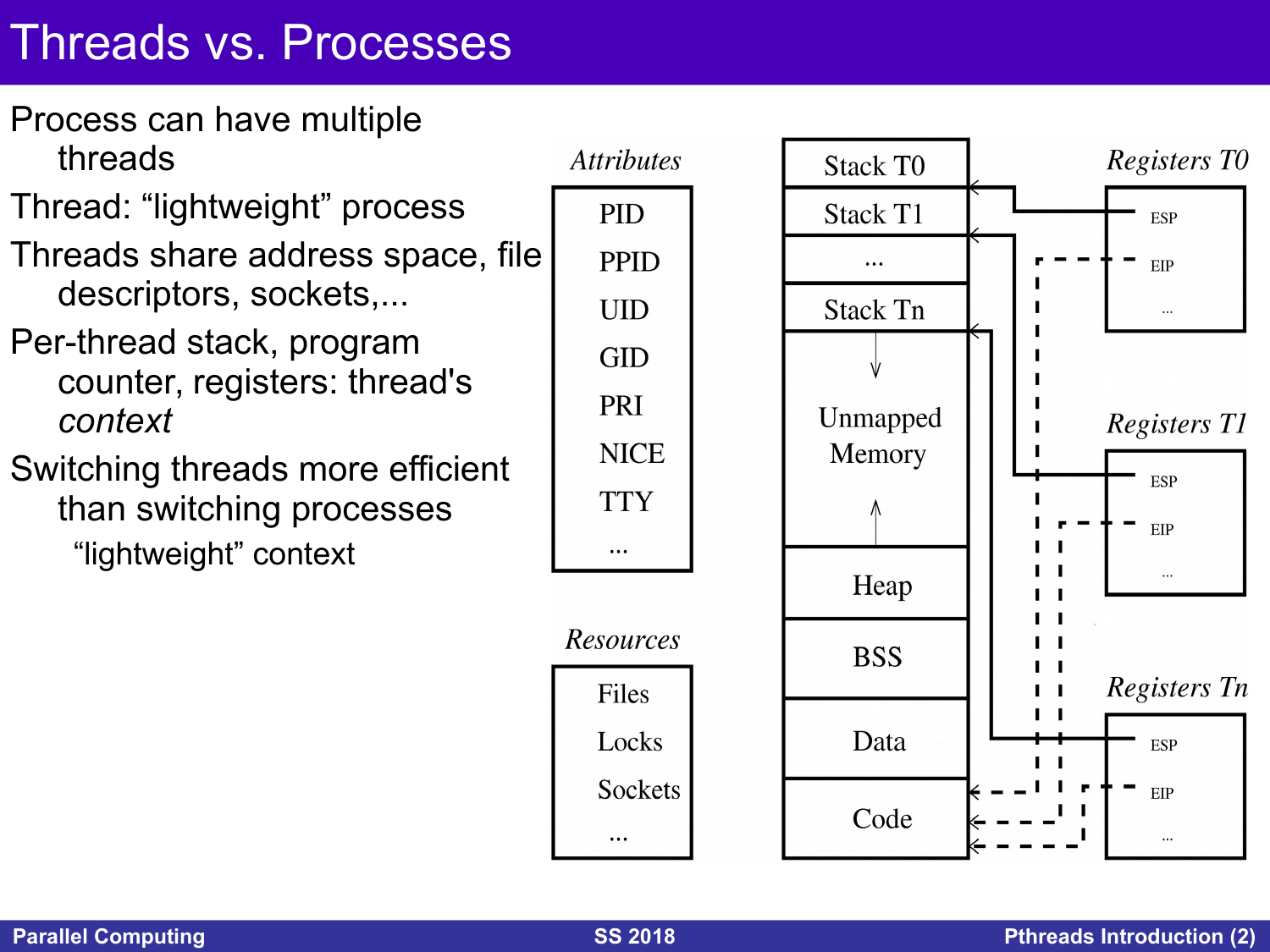# Threads vs. Processes

- Process can have multiple threads
- Thread: "lightweight" process
- Threads share address space, file descriptors, sockets,...
- Per-thread stack, program counter, registers: thread's *context*
- Switching threads more efficient than switching processes
  - "lightweight" context

*Attributes*

PID
PPID
UID
GID
PRI
NICE
TTY
...

*Resources*

Files
Locks
Sockets
...

Stack T0
Stack T1
...
Stack Tn
Unmapped Memory
Heap
BSS
Data
Code

*Registers T0*

ESP
EIP
...

*Registers T1*

ESP
EIP
...

*Registers Tn*

ESP
EIP
...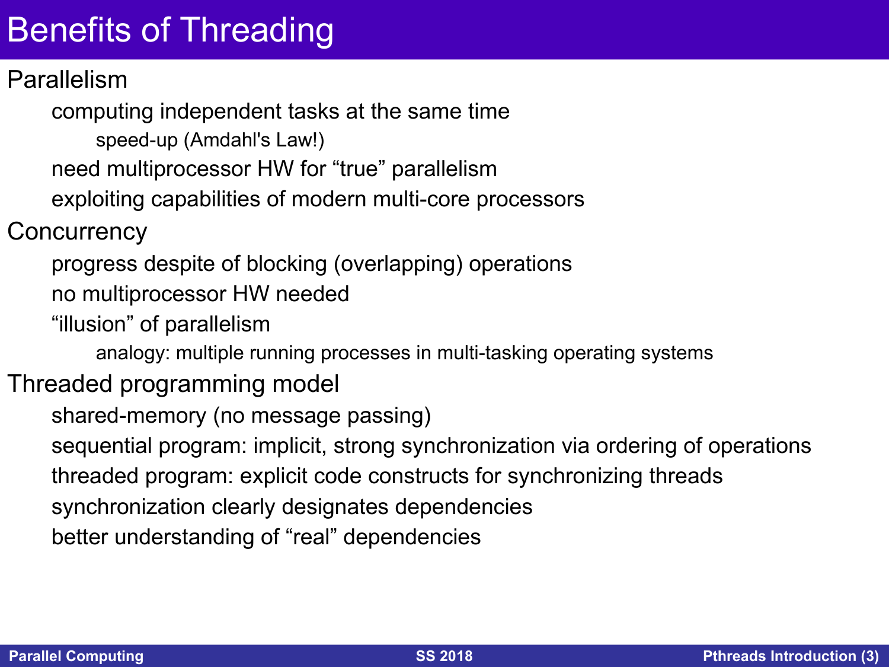# Benefits of Threading

- Parallelism
  - computing independent tasks at the same time
    - speed-up (Amdahl's Law!)
  - need multiprocessor HW for “true” parallelism
  - exploiting capabilities of modern multi-core processors
- Concurrency
  - progress despite of blocking (overlapping) operations
  - no multiprocessor HW needed
  - “illusion” of parallelism
    - analogy: multiple running processes in multi-tasking operating systems
- Threaded programming model
  - shared-memory (no message passing)
  - sequential program: implicit, strong synchronization via ordering of operations
  - threaded program: explicit code constructs for synchronizing threads
  - synchronization clearly designates dependencies
  - better understanding of “real” dependencies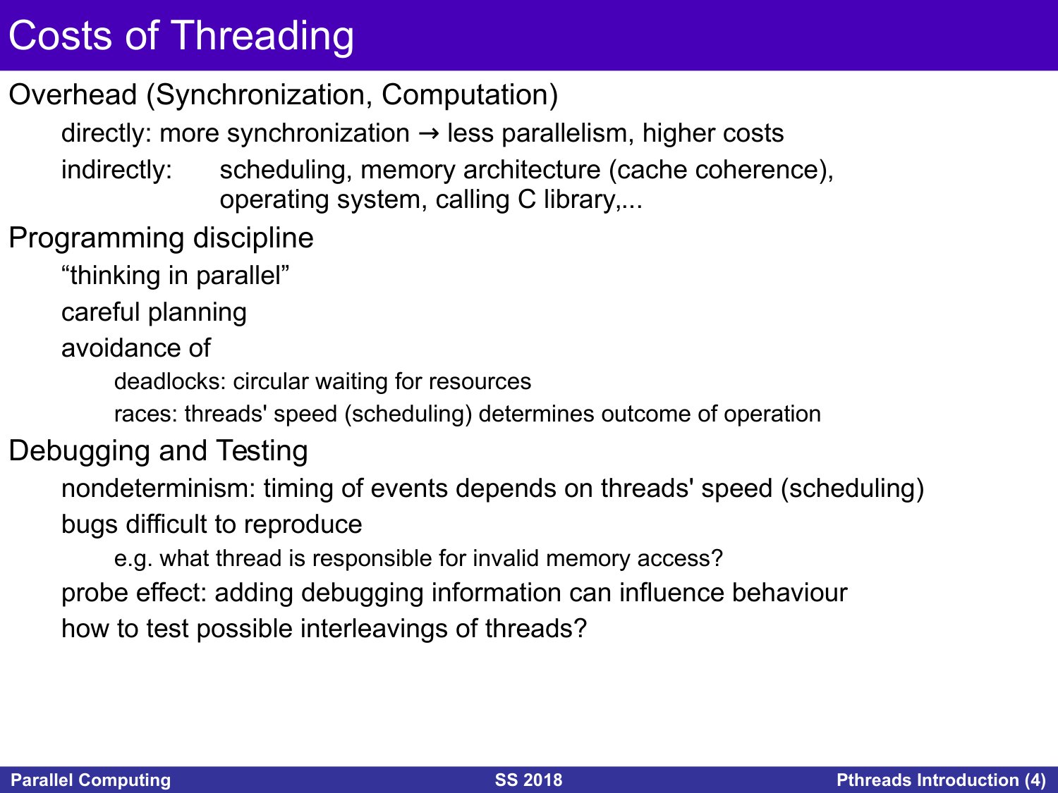# Costs of Threading

Overhead (Synchronization, Computation)

- directly: more synchronization → less parallelism, higher costs
- indirectly: scheduling, memory architecture (cache coherence), operating system, calling C library,...

Programming discipline

- “thinking in parallel”
- careful planning
- avoidance of
  - deadlocks: circular waiting for resources
  - races: threads' speed (scheduling) determines outcome of operation

Debugging and Testing

- nondeterminism: timing of events depends on threads' speed (scheduling)
- bugs difficult to reproduce
  - e.g. what thread is responsible for invalid memory access?
- probe effect: adding debugging information can influence behaviour
- how to test possible interleavings of threads?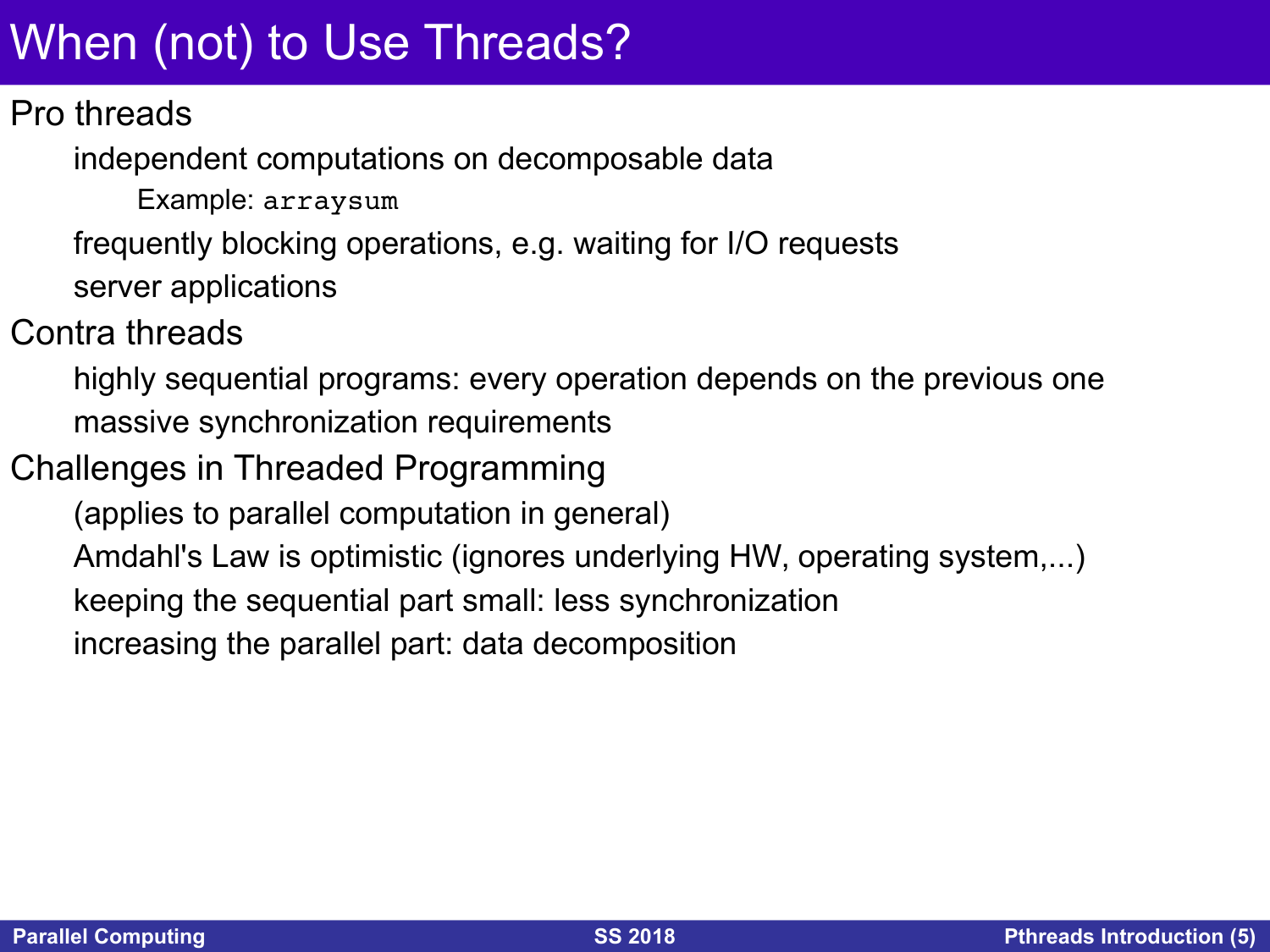# When (not) to Use Threads?

Pro threads

- independent computations on decomposable data
  - Example: `arraysum`
- frequently blocking operations, e.g. waiting for I/O requests
- server applications

Contra threads

- highly sequential programs: every operation depends on the previous one
- massive synchronization requirements

Challenges in Threaded Programming

- (applies to parallel computation in general)
- Amdahl's Law is optimistic (ignores underlying HW, operating system,...)
- keeping the sequential part small: less synchronization
- increasing the parallel part: data decomposition